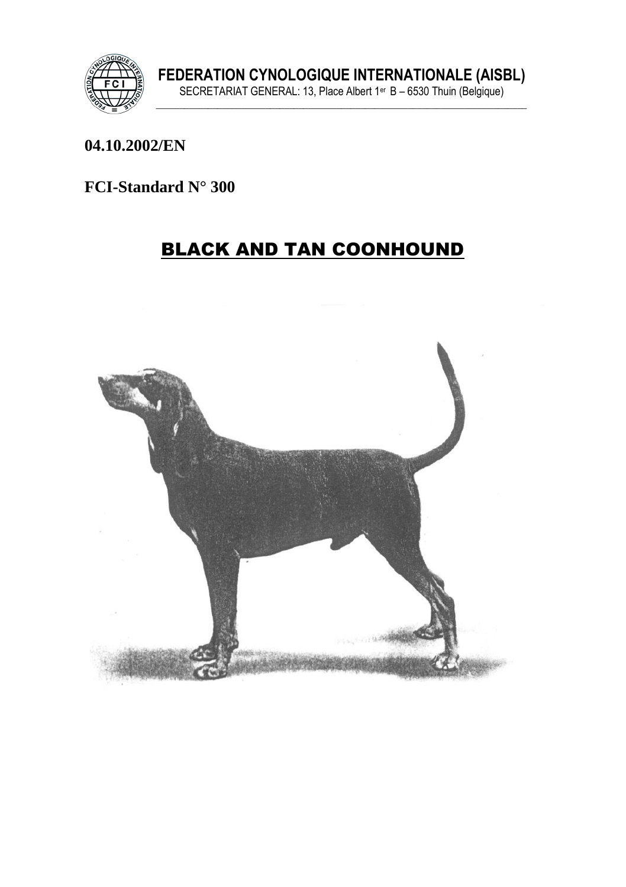**FEDERATION CYNOLOGIQUE INTERNATIONALE (AISBL)**

SECRETARIAT GENERAL: 13, Place Albert 1er B – 6530 Thuin (Belgique)

**04.10.2002/EN**

**FCI-Standard N° 300**

# BLACK AND TAN COONHOUND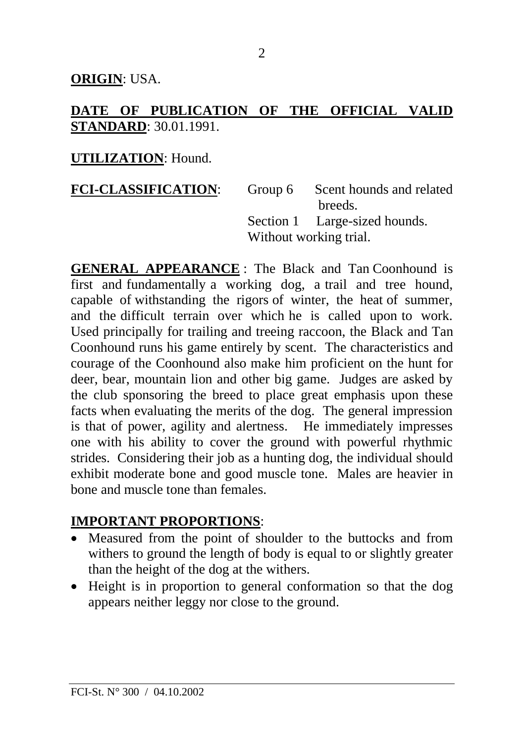**ORIGIN**: USA.

**DATE OF PUBLICATION OF THE OFFICIAL VALID STANDARD**: 30.01.1991.

**UTILIZATION**: Hound.

**FCI-CLASSIFICATION**: Group 6 Scent hounds and related breeds.
Section 1 Large-sized hounds.
Without working trial.

**GENERAL APPEARANCE** : The Black and Tan Coonhound is first and fundamentally a working dog, a trail and tree hound, capable of withstanding the rigors of winter, the heat of summer, and the difficult terrain over which he is called upon to work. Used principally for trailing and treeing raccoon, the Black and Tan Coonhound runs his game entirely by scent. The characteristics and courage of the Coonhound also make him proficient on the hunt for deer, bear, mountain lion and other big game. Judges are asked by the club sponsoring the breed to place great emphasis upon these facts when evaluating the merits of the dog. The general impression is that of power, agility and alertness. He immediately impresses one with his ability to cover the ground with powerful rhythmic strides. Considering their job as a hunting dog, the individual should exhibit moderate bone and good muscle tone. Males are heavier in bone and muscle tone than females.

**IMPORTANT PROPORTIONS**:

- Measured from the point of shoulder to the buttocks and from withers to ground the length of body is equal to or slightly greater than the height of the dog at the withers.
- Height is in proportion to general conformation so that the dog appears neither leggy nor close to the ground.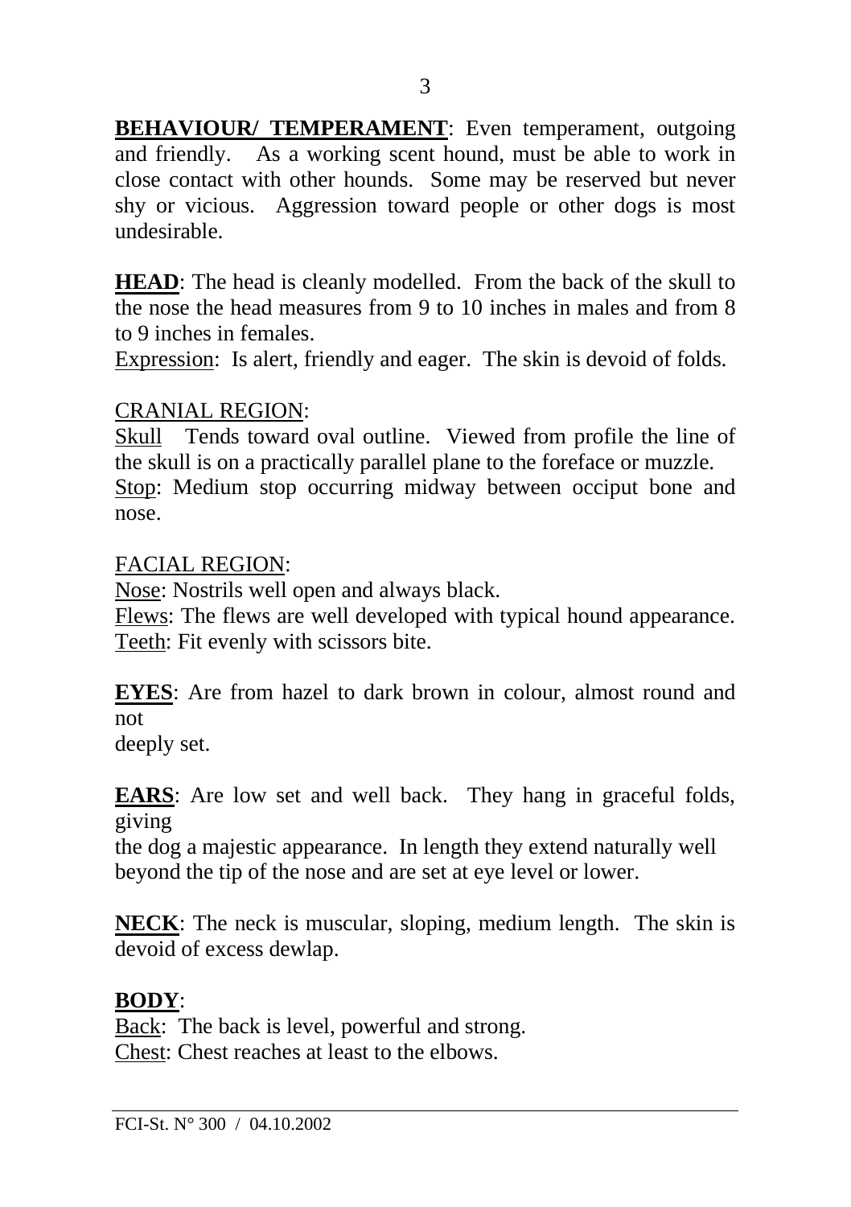**BEHAVIOUR/ TEMPERAMENT**: Even temperament, outgoing and friendly. As a working scent hound, must be able to work in close contact with other hounds. Some may be reserved but never shy or vicious. Aggression toward people or other dogs is most undesirable.

**HEAD**: The head is cleanly modelled. From the back of the skull to the nose the head measures from 9 to 10 inches in males and from 8 to 9 inches in females.

Expression: Is alert, friendly and eager. The skin is devoid of folds.

CRANIAL REGION:

Skull Tends toward oval outline. Viewed from profile the line of the skull is on a practically parallel plane to the foreface or muzzle.

Stop: Medium stop occurring midway between occiput bone and nose.

FACIAL REGION:

Nose: Nostrils well open and always black.

Flews: The flews are well developed with typical hound appearance.

Teeth: Fit evenly with scissors bite.

**EYES**: Are from hazel to dark brown in colour, almost round and not deeply set.

**EARS**: Are low set and well back. They hang in graceful folds, giving the dog a majestic appearance. In length they extend naturally well beyond the tip of the nose and are set at eye level or lower.

**NECK**: The neck is muscular, sloping, medium length. The skin is devoid of excess dewlap.

**BODY**:

Back: The back is level, powerful and strong.

Chest: Chest reaches at least to the elbows.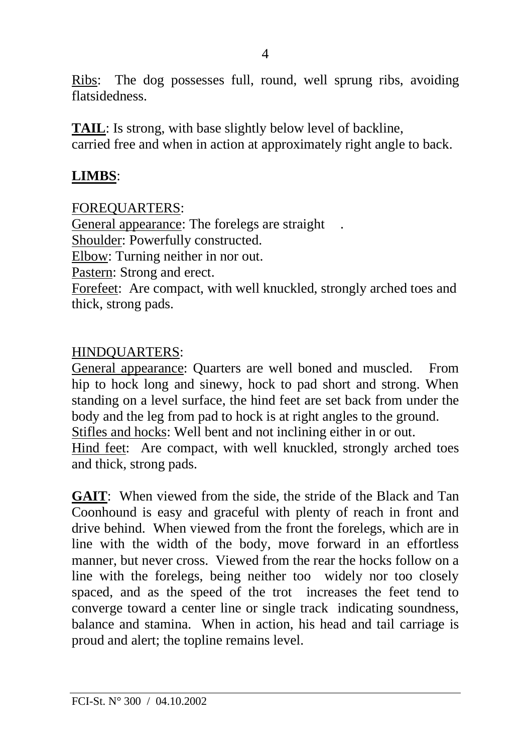Ribs: The dog possesses full, round, well sprung ribs, avoiding flatsidedness.

**TAIL**: Is strong, with base slightly below level of backline, carried free and when in action at approximately right angle to back.

**LIMBS**:

FOREQUARTERS:
General appearance: The forelegs are straight .
Shoulder: Powerfully constructed.
Elbow: Turning neither in nor out.
Pastern: Strong and erect.
Forefeet: Are compact, with well knuckled, strongly arched toes and thick, strong pads.

HINDQUARTERS:
General appearance: Quarters are well boned and muscled. From hip to hock long and sinewy, hock to pad short and strong. When standing on a level surface, the hind feet are set back from under the body and the leg from pad to hock is at right angles to the ground.
Stifles and hocks: Well bent and not inclining either in or out.
Hind feet: Are compact, with well knuckled, strongly arched toes and thick, strong pads.

**GAIT**: When viewed from the side, the stride of the Black and Tan Coonhound is easy and graceful with plenty of reach in front and drive behind. When viewed from the front the forelegs, which are in line with the width of the body, move forward in an effortless manner, but never cross. Viewed from the rear the hocks follow on a line with the forelegs, being neither too widely nor too closely spaced, and as the speed of the trot increases the feet tend to converge toward a center line or single track indicating soundness, balance and stamina. When in action, his head and tail carriage is proud and alert; the topline remains level.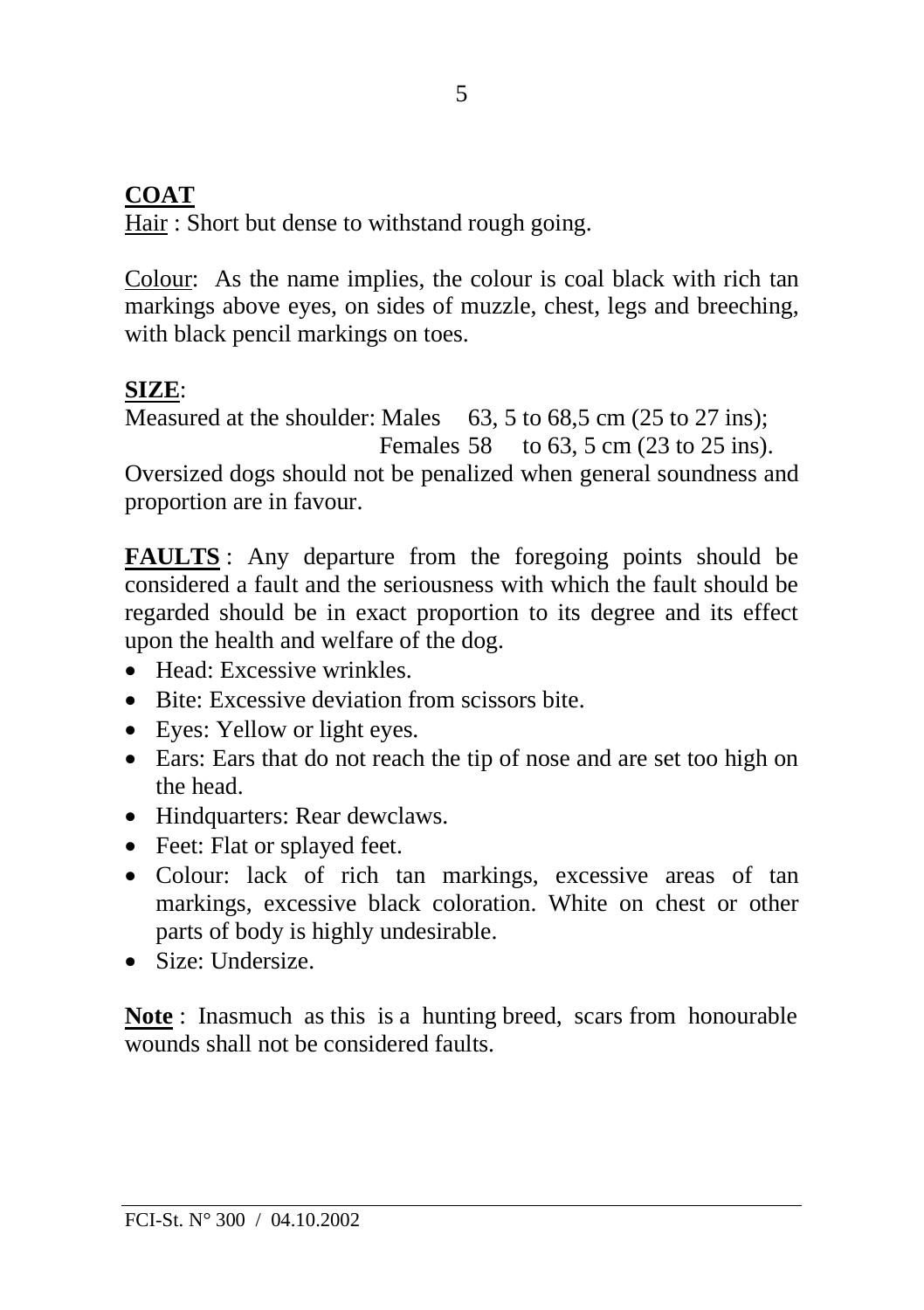**COAT**

Hair : Short but dense to withstand rough going.

Colour: As the name implies, the colour is coal black with rich tan markings above eyes, on sides of muzzle, chest, legs and breeching, with black pencil markings on toes.

**SIZE**:

Measured at the shoulder: Males 63, 5 to 68,5 cm (25 to 27 ins);
Females 58 to 63, 5 cm (23 to 25 ins).

Oversized dogs should not be penalized when general soundness and proportion are in favour.

**FAULTS** : Any departure from the foregoing points should be considered a fault and the seriousness with which the fault should be regarded should be in exact proportion to its degree and its effect upon the health and welfare of the dog.

- Head: Excessive wrinkles.
- Bite: Excessive deviation from scissors bite.
- Eyes: Yellow or light eyes.
- Ears: Ears that do not reach the tip of nose and are set too high on the head.
- Hindquarters: Rear dewclaws.
- Feet: Flat or splayed feet.
- Colour: lack of rich tan markings, excessive areas of tan markings, excessive black coloration. White on chest or other parts of body is highly undesirable.
- Size: Undersize.

**Note** : Inasmuch as this is a hunting breed, scars from honourable wounds shall not be considered faults.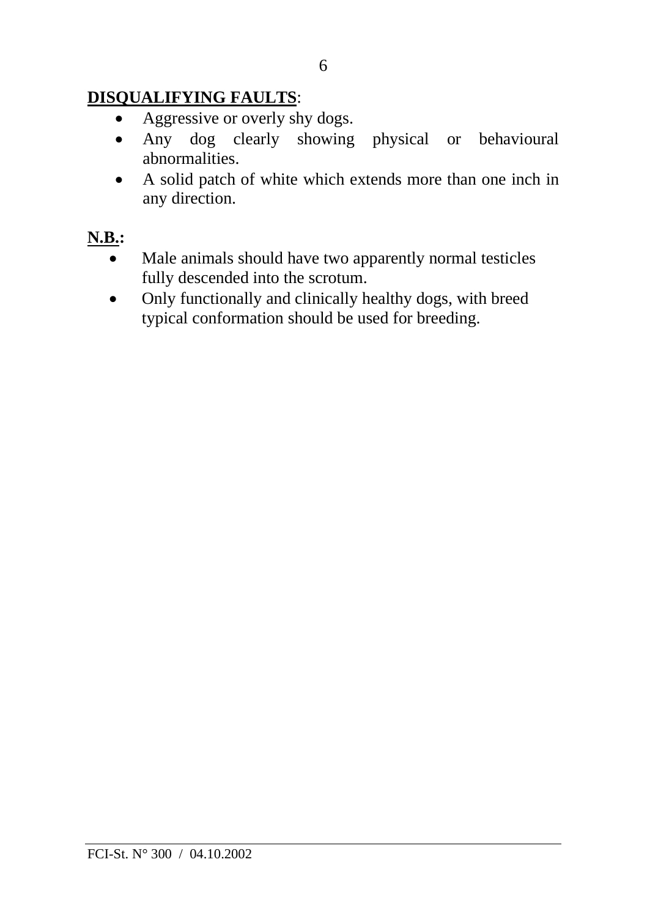**DISQUALIFYING FAULTS**:

- Aggressive or overly shy dogs.
- Any dog clearly showing physical or behavioural abnormalities.
- A solid patch of white which extends more than one inch in any direction.

**N.B.:**

- Male animals should have two apparently normal testicles fully descended into the scrotum.
- Only functionally and clinically healthy dogs, with breed typical conformation should be used for breeding.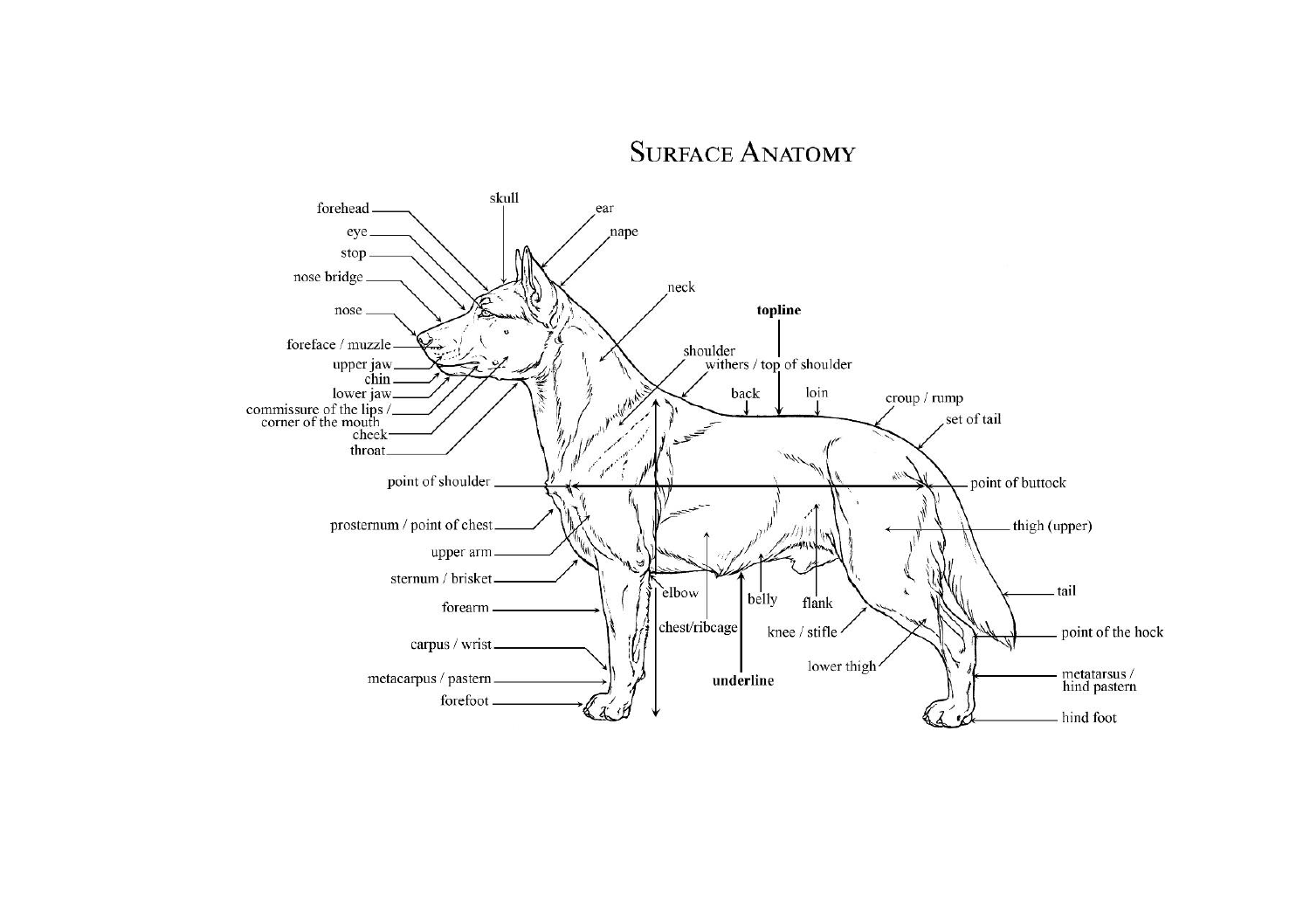# Surface Anatomy

forehead

eye

stop

nose bridge

nose

foreface / muzzle

upper jaw

chin

lower jaw

commissure of the lips / corner of the mouth

cheek

throat

skull

ear

nape

neck

topline

shoulder

withers / top of shoulder

back

loin

croup / rump

set of tail

point of shoulder

point of buttock

prosternum / point of chest

thigh (upper)

upper arm

sternum / brisket

elbow

belly

flank

tail

forearm

chest/ribcage

knee / stifle

point of the hock

carpus / wrist

lower thigh

metacarpus / pastern

underline

metatarsus / hind pastern

forefoot

hind foot